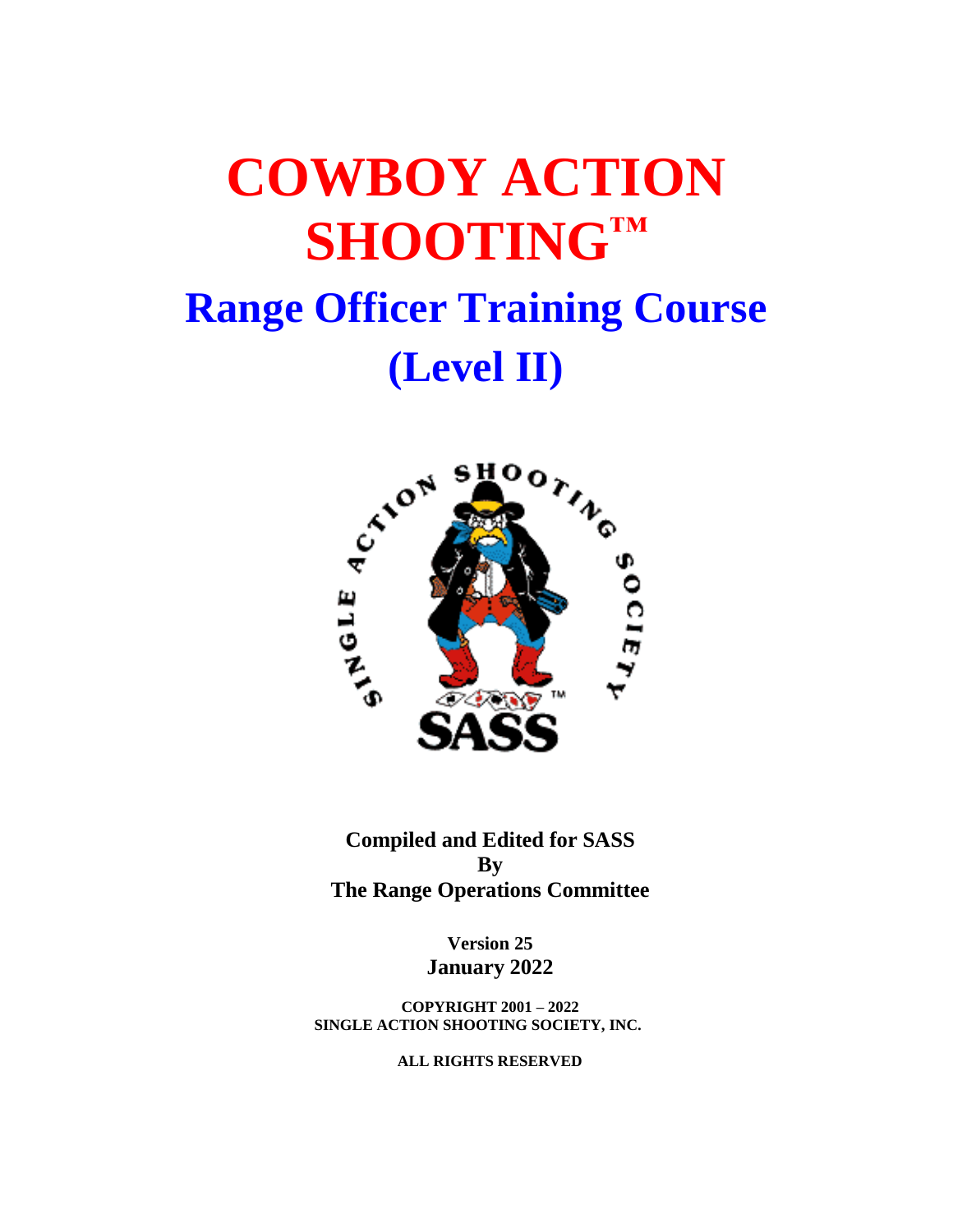# COWBOY ACTION SHOOTING™

## Range Officer Training Course (Level II)

**Compiled and Edited for SASS**
**By**
**The Range Operations Committee**

**Version 25**
**January 2022**

**COPYRIGHT 2001 – 2022**
**SINGLE ACTION SHOOTING SOCIETY, INC.**

**ALL RIGHTS RESERVED**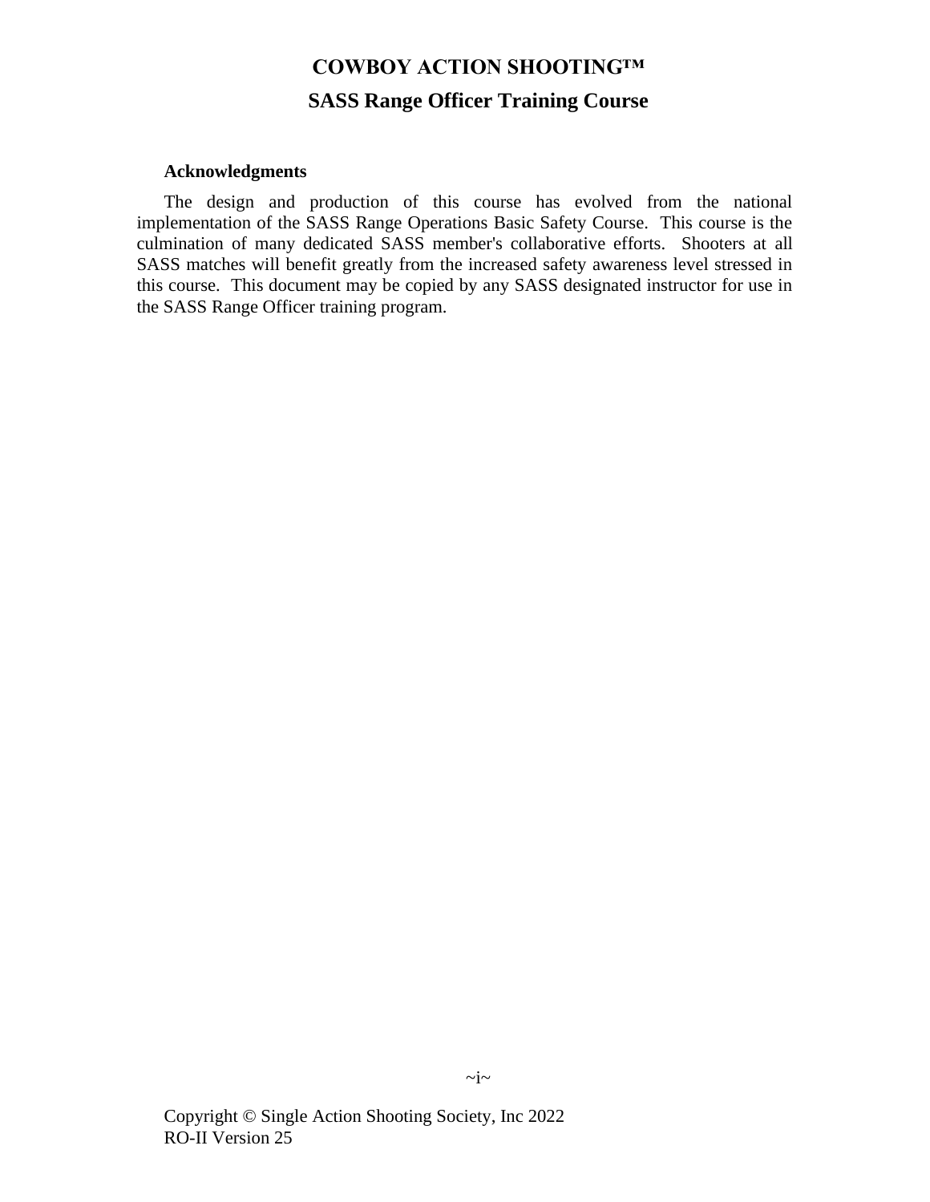# COWBOY ACTION SHOOTING™

## SASS Range Officer Training Course

**Acknowledgments**

The design and production of this course has evolved from the national implementation of the SASS Range Operations Basic Safety Course. This course is the culmination of many dedicated SASS member's collaborative efforts. Shooters at all SASS matches will benefit greatly from the increased safety awareness level stressed in this course. This document may be copied by any SASS designated instructor for use in the SASS Range Officer training program.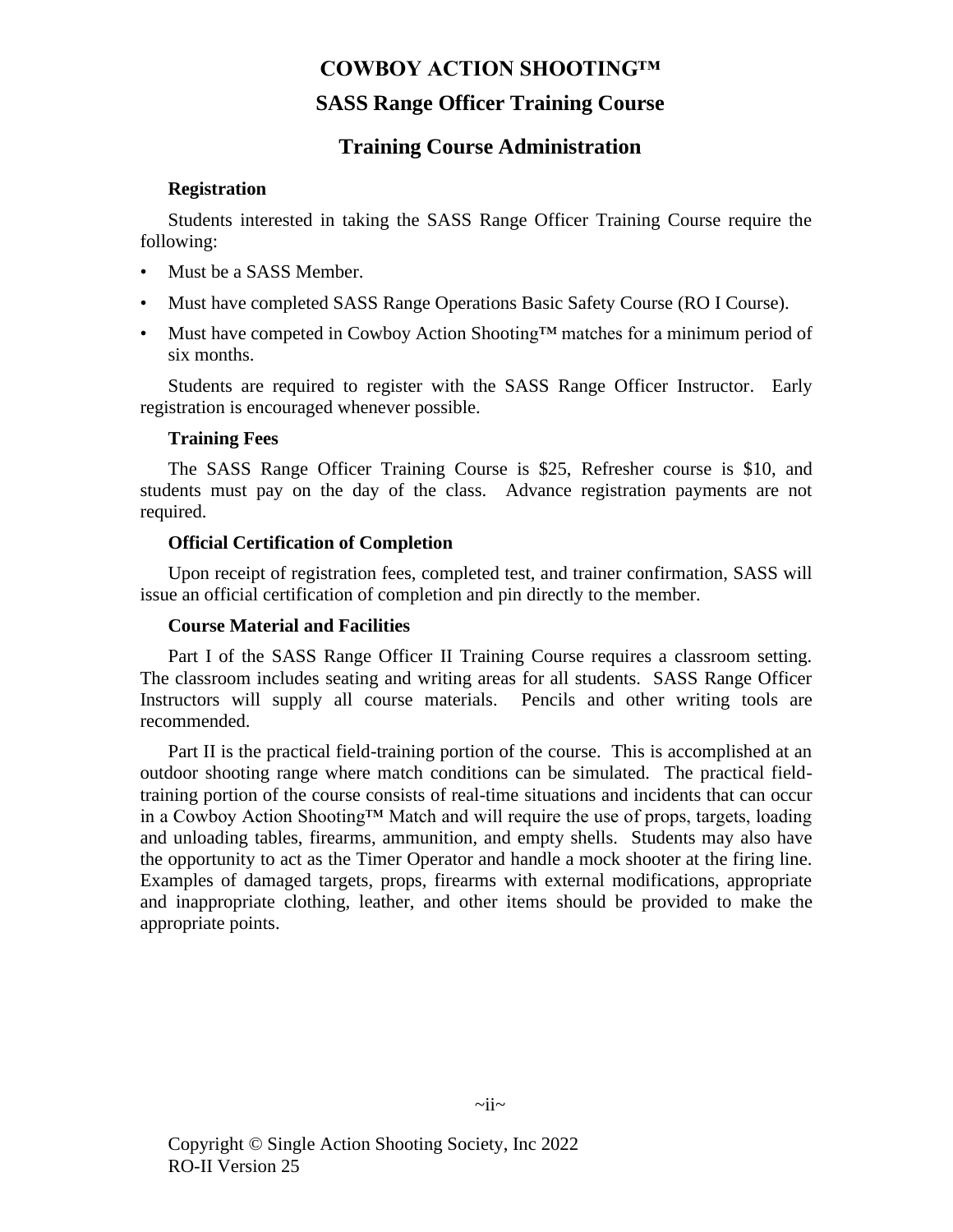# COWBOY ACTION SHOOTING™

## SASS Range Officer Training Course

## Training Course Administration

### Registration

Students interested in taking the SASS Range Officer Training Course require the following:

- Must be a SASS Member.
- Must have completed SASS Range Operations Basic Safety Course (RO I Course).
- Must have competed in Cowboy Action Shooting™ matches for a minimum period of six months.

Students are required to register with the SASS Range Officer Instructor. Early registration is encouraged whenever possible.

### Training Fees

The SASS Range Officer Training Course is $25, Refresher course is $10, and students must pay on the day of the class. Advance registration payments are not required.

### Official Certification of Completion

Upon receipt of registration fees, completed test, and trainer confirmation, SASS will issue an official certification of completion and pin directly to the member.

### Course Material and Facilities

Part I of the SASS Range Officer II Training Course requires a classroom setting. The classroom includes seating and writing areas for all students. SASS Range Officer Instructors will supply all course materials. Pencils and other writing tools are recommended.

Part II is the practical field-training portion of the course. This is accomplished at an outdoor shooting range where match conditions can be simulated. The practical field-training portion of the course consists of real-time situations and incidents that can occur in a Cowboy Action Shooting™ Match and will require the use of props, targets, loading and unloading tables, firearms, ammunition, and empty shells. Students may also have the opportunity to act as the Timer Operator and handle a mock shooter at the firing line. Examples of damaged targets, props, firearms with external modifications, appropriate and inappropriate clothing, leather, and other items should be provided to make the appropriate points.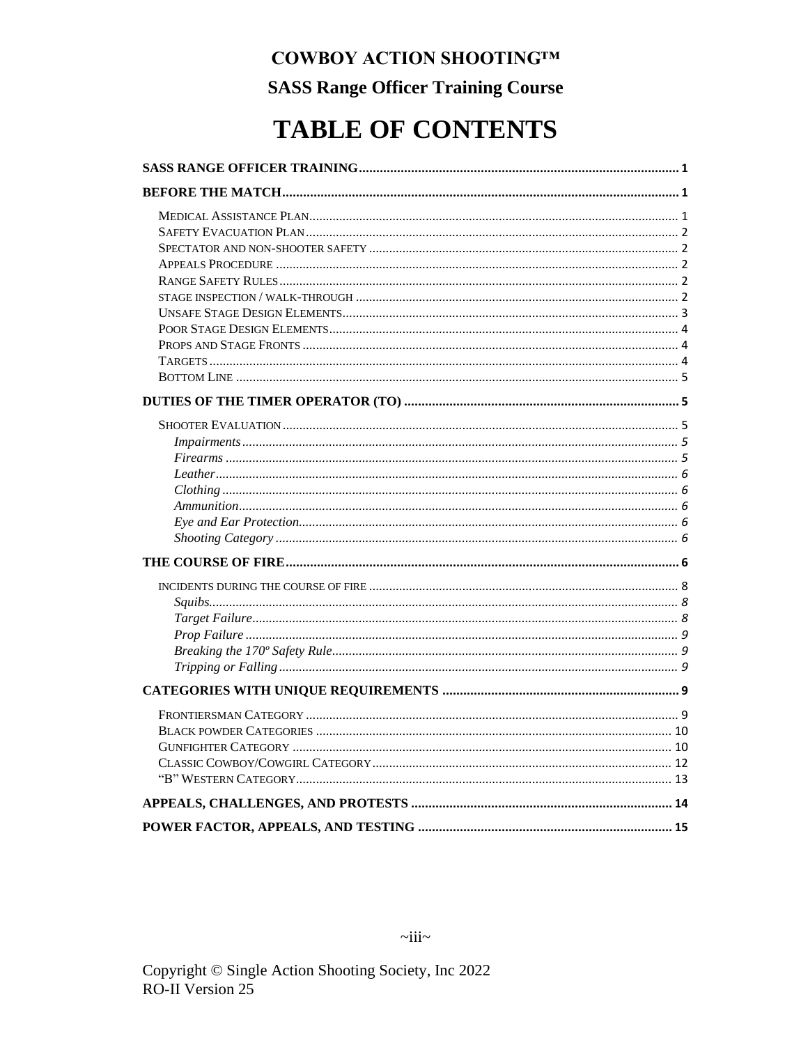**COWBOY ACTION SHOOTING™**

**SASS Range Officer Training Course**

# TABLE OF CONTENTS

**SASS RANGE OFFICER TRAINING** .......... 1

**BEFORE THE MATCH** .......... 1

- MEDICAL ASSISTANCE PLAN .......... 1
- SAFETY EVACUATION PLAN .......... 2
- SPECTATOR AND NON-SHOOTER SAFETY .......... 2
- APPEALS PROCEDURE .......... 2
- RANGE SAFETY RULES .......... 2
- STAGE INSPECTION / WALK-THROUGH .......... 2
- UNSAFE STAGE DESIGN ELEMENTS .......... 3
- POOR STAGE DESIGN ELEMENTS .......... 4
- PROPS AND STAGE FRONTS .......... 4
- TARGETS .......... 4
- BOTTOM LINE .......... 5

**DUTIES OF THE TIMER OPERATOR (TO)** .......... 5

- SHOOTER EVALUATION .......... 5
  - *Impairments* .......... 5
  - *Firearms* .......... 5
  - *Leather* .......... 6
  - *Clothing* .......... 6
  - *Ammunition* .......... 6
  - *Eye and Ear Protection* .......... 6
  - *Shooting Category* .......... 6

**THE COURSE OF FIRE** .......... 6

- INCIDENTS DURING THE COURSE OF FIRE .......... 8
  - *Squibs* .......... 8
  - *Target Failure* .......... 8
  - *Prop Failure* .......... 9
  - *Breaking the 170º Safety Rule* .......... 9
  - *Tripping or Falling* .......... 9

**CATEGORIES WITH UNIQUE REQUIREMENTS** .......... 9

- FRONTIERSMAN CATEGORY .......... 9
- BLACK POWDER CATEGORIES .......... 10
- GUNFIGHTER CATEGORY .......... 10
- CLASSIC COWBOY/COWGIRL CATEGORY .......... 12
- "B" WESTERN CATEGORY .......... 13

**APPEALS, CHALLENGES, AND PROTESTS** .......... 14

**POWER FACTOR, APPEALS, AND TESTING** .......... 15

Copyright © Single Action Shooting Society, Inc 2022
RO-II Version 25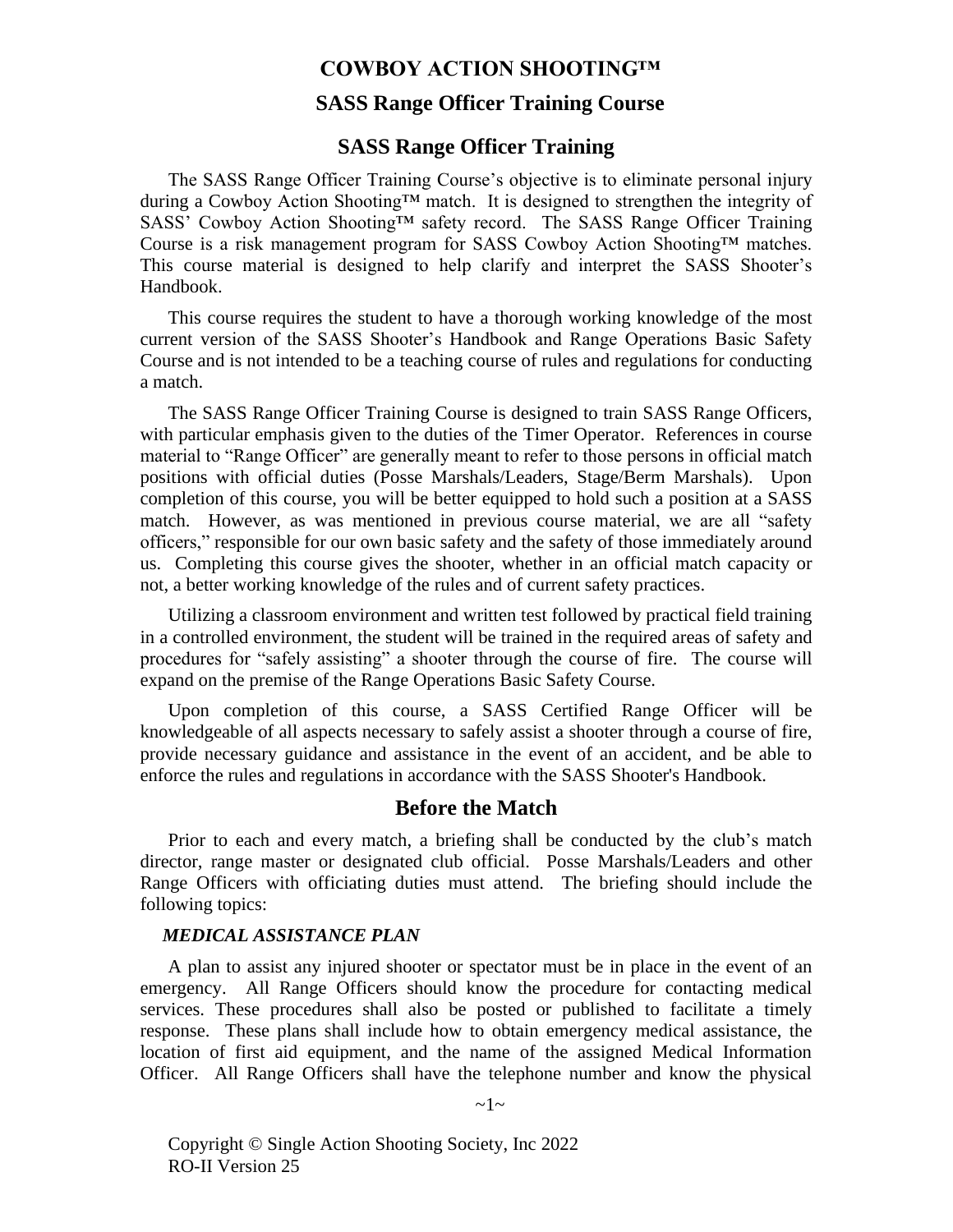# COWBOY ACTION SHOOTING™

## SASS Range Officer Training Course

## SASS Range Officer Training

The SASS Range Officer Training Course's objective is to eliminate personal injury during a Cowboy Action Shooting™ match. It is designed to strengthen the integrity of SASS' Cowboy Action Shooting™ safety record. The SASS Range Officer Training Course is a risk management program for SASS Cowboy Action Shooting™ matches. This course material is designed to help clarify and interpret the SASS Shooter's Handbook.

This course requires the student to have a thorough working knowledge of the most current version of the SASS Shooter's Handbook and Range Operations Basic Safety Course and is not intended to be a teaching course of rules and regulations for conducting a match.

The SASS Range Officer Training Course is designed to train SASS Range Officers, with particular emphasis given to the duties of the Timer Operator. References in course material to "Range Officer" are generally meant to refer to those persons in official match positions with official duties (Posse Marshals/Leaders, Stage/Berm Marshals). Upon completion of this course, you will be better equipped to hold such a position at a SASS match. However, as was mentioned in previous course material, we are all "safety officers," responsible for our own basic safety and the safety of those immediately around us. Completing this course gives the shooter, whether in an official match capacity or not, a better working knowledge of the rules and of current safety practices.

Utilizing a classroom environment and written test followed by practical field training in a controlled environment, the student will be trained in the required areas of safety and procedures for "safely assisting" a shooter through the course of fire. The course will expand on the premise of the Range Operations Basic Safety Course.

Upon completion of this course, a SASS Certified Range Officer will be knowledgeable of all aspects necessary to safely assist a shooter through a course of fire, provide necessary guidance and assistance in the event of an accident, and be able to enforce the rules and regulations in accordance with the SASS Shooter's Handbook.

## Before the Match

Prior to each and every match, a briefing shall be conducted by the club's match director, range master or designated club official. Posse Marshals/Leaders and other Range Officers with officiating duties must attend. The briefing should include the following topics:

***MEDICAL ASSISTANCE PLAN***

A plan to assist any injured shooter or spectator must be in place in the event of an emergency. All Range Officers should know the procedure for contacting medical services. These procedures shall also be posted or published to facilitate a timely response. These plans shall include how to obtain emergency medical assistance, the location of first aid equipment, and the name of the assigned Medical Information Officer. All Range Officers shall have the telephone number and know the physical

Copyright © Single Action Shooting Society, Inc 2022
RO-II Version 25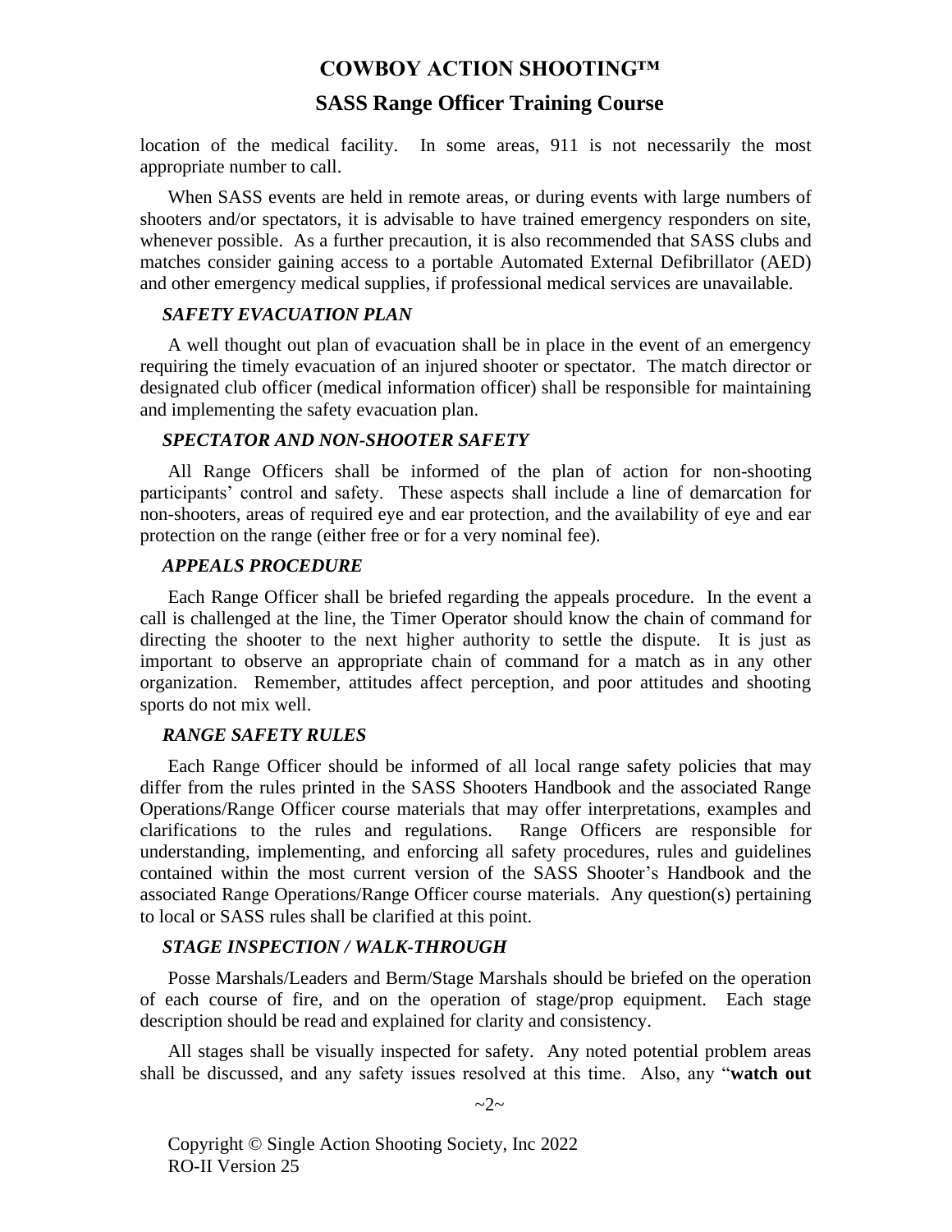location of the medical facility. In some areas, 911 is not necessarily the most appropriate number to call.

When SASS events are held in remote areas, or during events with large numbers of shooters and/or spectators, it is advisable to have trained emergency responders on site, whenever possible. As a further precaution, it is also recommended that SASS clubs and matches consider gaining access to a portable Automated External Defibrillator (AED) and other emergency medical supplies, if professional medical services are unavailable.

***SAFETY EVACUATION PLAN***

A well thought out plan of evacuation shall be in place in the event of an emergency requiring the timely evacuation of an injured shooter or spectator. The match director or designated club officer (medical information officer) shall be responsible for maintaining and implementing the safety evacuation plan.

***SPECTATOR AND NON-SHOOTER SAFETY***

All Range Officers shall be informed of the plan of action for non-shooting participants' control and safety. These aspects shall include a line of demarcation for non-shooters, areas of required eye and ear protection, and the availability of eye and ear protection on the range (either free or for a very nominal fee).

***APPEALS PROCEDURE***

Each Range Officer shall be briefed regarding the appeals procedure. In the event a call is challenged at the line, the Timer Operator should know the chain of command for directing the shooter to the next higher authority to settle the dispute. It is just as important to observe an appropriate chain of command for a match as in any other organization. Remember, attitudes affect perception, and poor attitudes and shooting sports do not mix well.

***RANGE SAFETY RULES***

Each Range Officer should be informed of all local range safety policies that may differ from the rules printed in the SASS Shooters Handbook and the associated Range Operations/Range Officer course materials that may offer interpretations, examples and clarifications to the rules and regulations. Range Officers are responsible for understanding, implementing, and enforcing all safety procedures, rules and guidelines contained within the most current version of the SASS Shooter's Handbook and the associated Range Operations/Range Officer course materials. Any question(s) pertaining to local or SASS rules shall be clarified at this point.

***STAGE INSPECTION / WALK-THROUGH***

Posse Marshals/Leaders and Berm/Stage Marshals should be briefed on the operation of each course of fire, and on the operation of stage/prop equipment. Each stage description should be read and explained for clarity and consistency.

All stages shall be visually inspected for safety. Any noted potential problem areas shall be discussed, and any safety issues resolved at this time. Also, any "**watch out**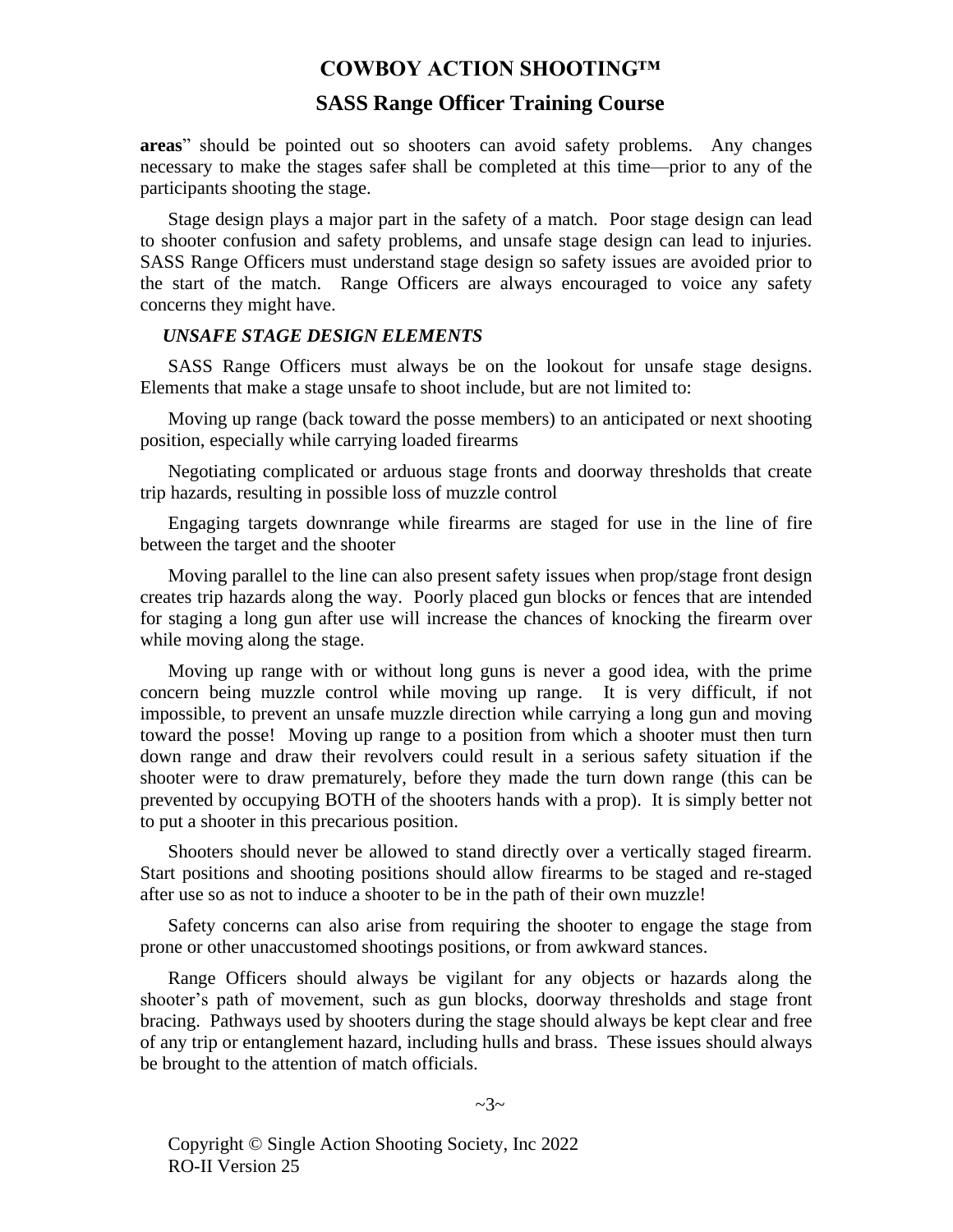**areas**" should be pointed out so shooters can avoid safety problems. Any changes necessary to make the stages safer shall be completed at this time—prior to any of the participants shooting the stage.

Stage design plays a major part in the safety of a match. Poor stage design can lead to shooter confusion and safety problems, and unsafe stage design can lead to injuries. SASS Range Officers must understand stage design so safety issues are avoided prior to the start of the match. Range Officers are always encouraged to voice any safety concerns they might have.

***UNSAFE STAGE DESIGN ELEMENTS***

SASS Range Officers must always be on the lookout for unsafe stage designs. Elements that make a stage unsafe to shoot include, but are not limited to:

Moving up range (back toward the posse members) to an anticipated or next shooting position, especially while carrying loaded firearms

Negotiating complicated or arduous stage fronts and doorway thresholds that create trip hazards, resulting in possible loss of muzzle control

Engaging targets downrange while firearms are staged for use in the line of fire between the target and the shooter

Moving parallel to the line can also present safety issues when prop/stage front design creates trip hazards along the way. Poorly placed gun blocks or fences that are intended for staging a long gun after use will increase the chances of knocking the firearm over while moving along the stage.

Moving up range with or without long guns is never a good idea, with the prime concern being muzzle control while moving up range. It is very difficult, if not impossible, to prevent an unsafe muzzle direction while carrying a long gun and moving toward the posse! Moving up range to a position from which a shooter must then turn down range and draw their revolvers could result in a serious safety situation if the shooter were to draw prematurely, before they made the turn down range (this can be prevented by occupying BOTH of the shooters hands with a prop). It is simply better not to put a shooter in this precarious position.

Shooters should never be allowed to stand directly over a vertically staged firearm. Start positions and shooting positions should allow firearms to be staged and re-staged after use so as not to induce a shooter to be in the path of their own muzzle!

Safety concerns can also arise from requiring the shooter to engage the stage from prone or other unaccustomed shootings positions, or from awkward stances.

Range Officers should always be vigilant for any objects or hazards along the shooter's path of movement, such as gun blocks, doorway thresholds and stage front bracing. Pathways used by shooters during the stage should always be kept clear and free of any trip or entanglement hazard, including hulls and brass. These issues should always be brought to the attention of match officials.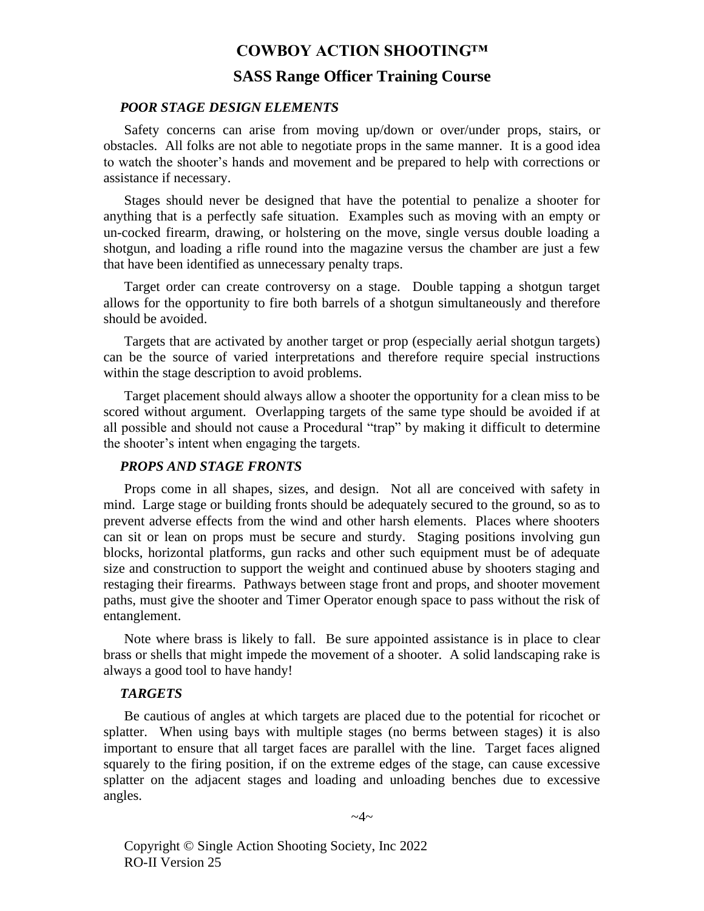### *POOR STAGE DESIGN ELEMENTS*

Safety concerns can arise from moving up/down or over/under props, stairs, or obstacles. All folks are not able to negotiate props in the same manner. It is a good idea to watch the shooter's hands and movement and be prepared to help with corrections or assistance if necessary.

Stages should never be designed that have the potential to penalize a shooter for anything that is a perfectly safe situation. Examples such as moving with an empty or un-cocked firearm, drawing, or holstering on the move, single versus double loading a shotgun, and loading a rifle round into the magazine versus the chamber are just a few that have been identified as unnecessary penalty traps.

Target order can create controversy on a stage. Double tapping a shotgun target allows for the opportunity to fire both barrels of a shotgun simultaneously and therefore should be avoided.

Targets that are activated by another target or prop (especially aerial shotgun targets) can be the source of varied interpretations and therefore require special instructions within the stage description to avoid problems.

Target placement should always allow a shooter the opportunity for a clean miss to be scored without argument. Overlapping targets of the same type should be avoided if at all possible and should not cause a Procedural "trap" by making it difficult to determine the shooter's intent when engaging the targets.

### *PROPS AND STAGE FRONTS*

Props come in all shapes, sizes, and design. Not all are conceived with safety in mind. Large stage or building fronts should be adequately secured to the ground, so as to prevent adverse effects from the wind and other harsh elements. Places where shooters can sit or lean on props must be secure and sturdy. Staging positions involving gun blocks, horizontal platforms, gun racks and other such equipment must be of adequate size and construction to support the weight and continued abuse by shooters staging and restaging their firearms. Pathways between stage front and props, and shooter movement paths, must give the shooter and Timer Operator enough space to pass without the risk of entanglement.

Note where brass is likely to fall. Be sure appointed assistance is in place to clear brass or shells that might impede the movement of a shooter. A solid landscaping rake is always a good tool to have handy!

### *TARGETS*

Be cautious of angles at which targets are placed due to the potential for ricochet or splatter. When using bays with multiple stages (no berms between stages) it is also important to ensure that all target faces are parallel with the line. Target faces aligned squarely to the firing position, if on the extreme edges of the stage, can cause excessive splatter on the adjacent stages and loading and unloading benches due to excessive angles.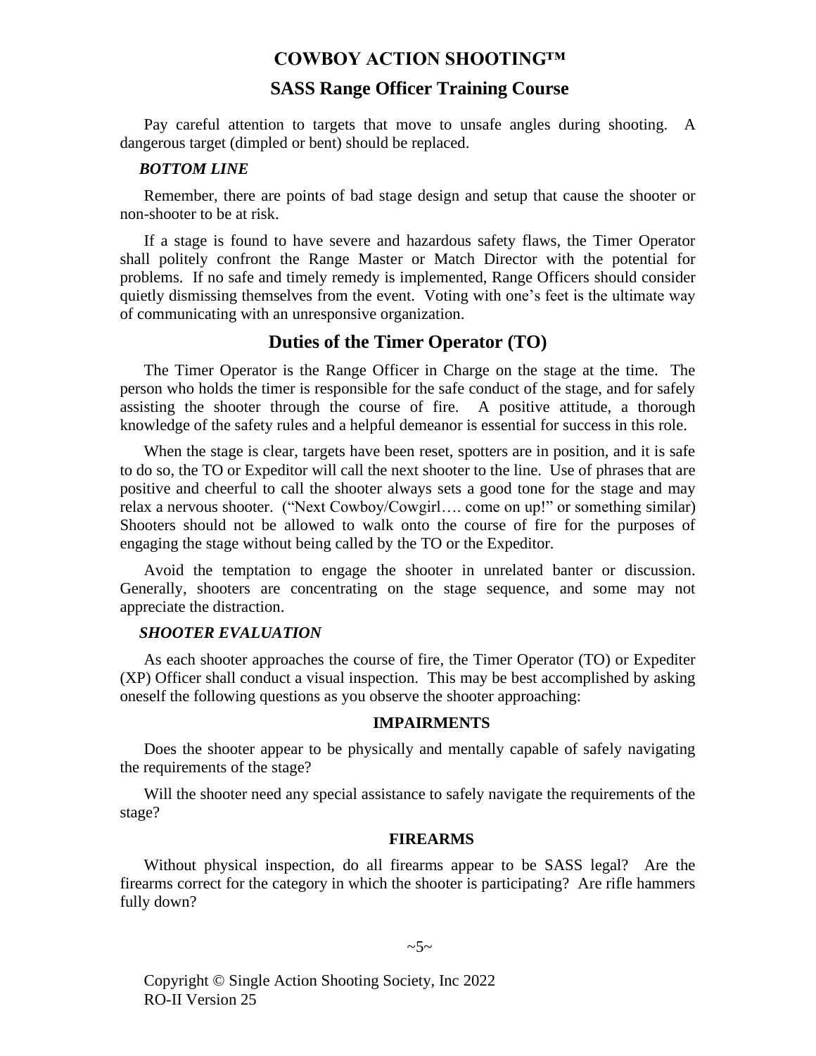Pay careful attention to targets that move to unsafe angles during shooting. A dangerous target (dimpled or bent) should be replaced.

***BOTTOM LINE***

Remember, there are points of bad stage design and setup that cause the shooter or non-shooter to be at risk.

If a stage is found to have severe and hazardous safety flaws, the Timer Operator shall politely confront the Range Master or Match Director with the potential for problems. If no safe and timely remedy is implemented, Range Officers should consider quietly dismissing themselves from the event. Voting with one's feet is the ultimate way of communicating with an unresponsive organization.

## Duties of the Timer Operator (TO)

The Timer Operator is the Range Officer in Charge on the stage at the time. The person who holds the timer is responsible for the safe conduct of the stage, and for safely assisting the shooter through the course of fire. A positive attitude, a thorough knowledge of the safety rules and a helpful demeanor is essential for success in this role.

When the stage is clear, targets have been reset, spotters are in position, and it is safe to do so, the TO or Expeditor will call the next shooter to the line. Use of phrases that are positive and cheerful to call the shooter always sets a good tone for the stage and may relax a nervous shooter. ("Next Cowboy/Cowgirl…. come on up!" or something similar) Shooters should not be allowed to walk onto the course of fire for the purposes of engaging the stage without being called by the TO or the Expeditor.

Avoid the temptation to engage the shooter in unrelated banter or discussion. Generally, shooters are concentrating on the stage sequence, and some may not appreciate the distraction.

***SHOOTER EVALUATION***

As each shooter approaches the course of fire, the Timer Operator (TO) or Expediter (XP) Officer shall conduct a visual inspection. This may be best accomplished by asking oneself the following questions as you observe the shooter approaching:

**IMPAIRMENTS**

Does the shooter appear to be physically and mentally capable of safely navigating the requirements of the stage?

Will the shooter need any special assistance to safely navigate the requirements of the stage?

**FIREARMS**

Without physical inspection, do all firearms appear to be SASS legal? Are the firearms correct for the category in which the shooter is participating? Are rifle hammers fully down?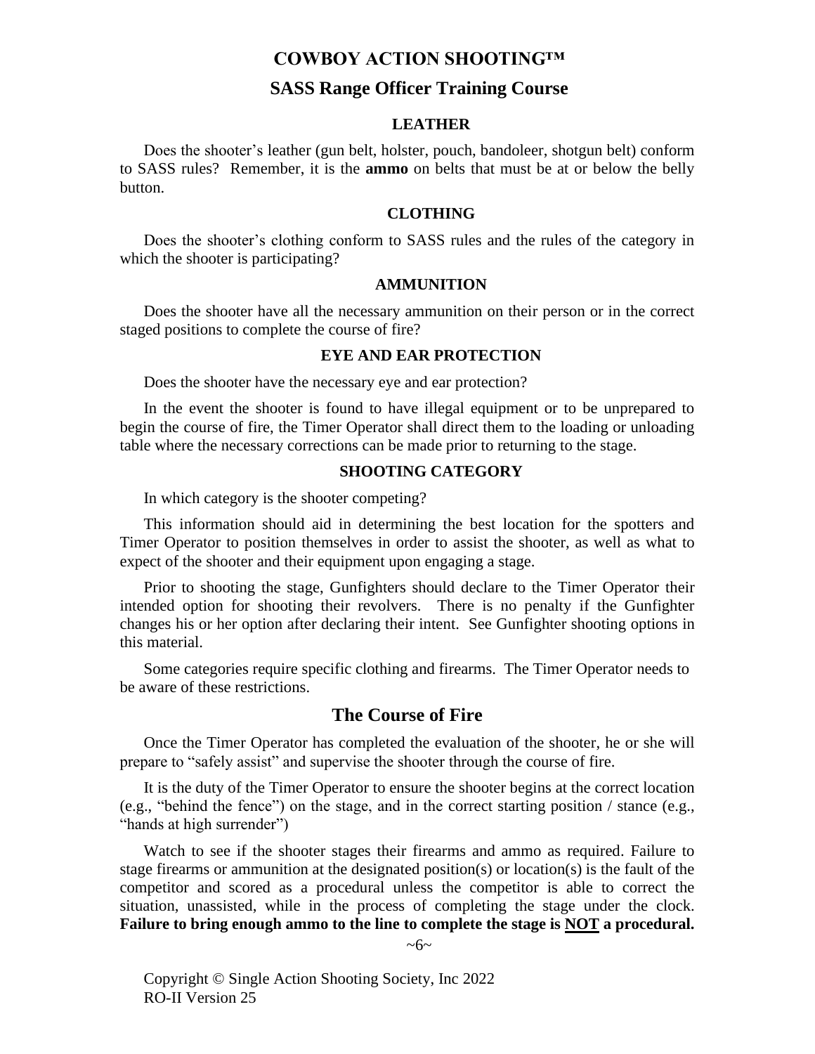### LEATHER

Does the shooter's leather (gun belt, holster, pouch, bandoleer, shotgun belt) conform to SASS rules? Remember, it is the **ammo** on belts that must be at or below the belly button.

### CLOTHING

Does the shooter's clothing conform to SASS rules and the rules of the category in which the shooter is participating?

### AMMUNITION

Does the shooter have all the necessary ammunition on their person or in the correct staged positions to complete the course of fire?

### EYE AND EAR PROTECTION

Does the shooter have the necessary eye and ear protection?

In the event the shooter is found to have illegal equipment or to be unprepared to begin the course of fire, the Timer Operator shall direct them to the loading or unloading table where the necessary corrections can be made prior to returning to the stage.

### SHOOTING CATEGORY

In which category is the shooter competing?

This information should aid in determining the best location for the spotters and Timer Operator to position themselves in order to assist the shooter, as well as what to expect of the shooter and their equipment upon engaging a stage.

Prior to shooting the stage, Gunfighters should declare to the Timer Operator their intended option for shooting their revolvers. There is no penalty if the Gunfighter changes his or her option after declaring their intent. See Gunfighter shooting options in this material.

Some categories require specific clothing and firearms. The Timer Operator needs to be aware of these restrictions.

## The Course of Fire

Once the Timer Operator has completed the evaluation of the shooter, he or she will prepare to "safely assist" and supervise the shooter through the course of fire.

It is the duty of the Timer Operator to ensure the shooter begins at the correct location (e.g., "behind the fence") on the stage, and in the correct starting position / stance (e.g., "hands at high surrender")

Watch to see if the shooter stages their firearms and ammo as required. Failure to stage firearms or ammunition at the designated position(s) or location(s) is the fault of the competitor and scored as a procedural unless the competitor is able to correct the situation, unassisted, while in the process of completing the stage under the clock. **Failure to bring enough ammo to the line to complete the stage is <u>NOT</u> a procedural.**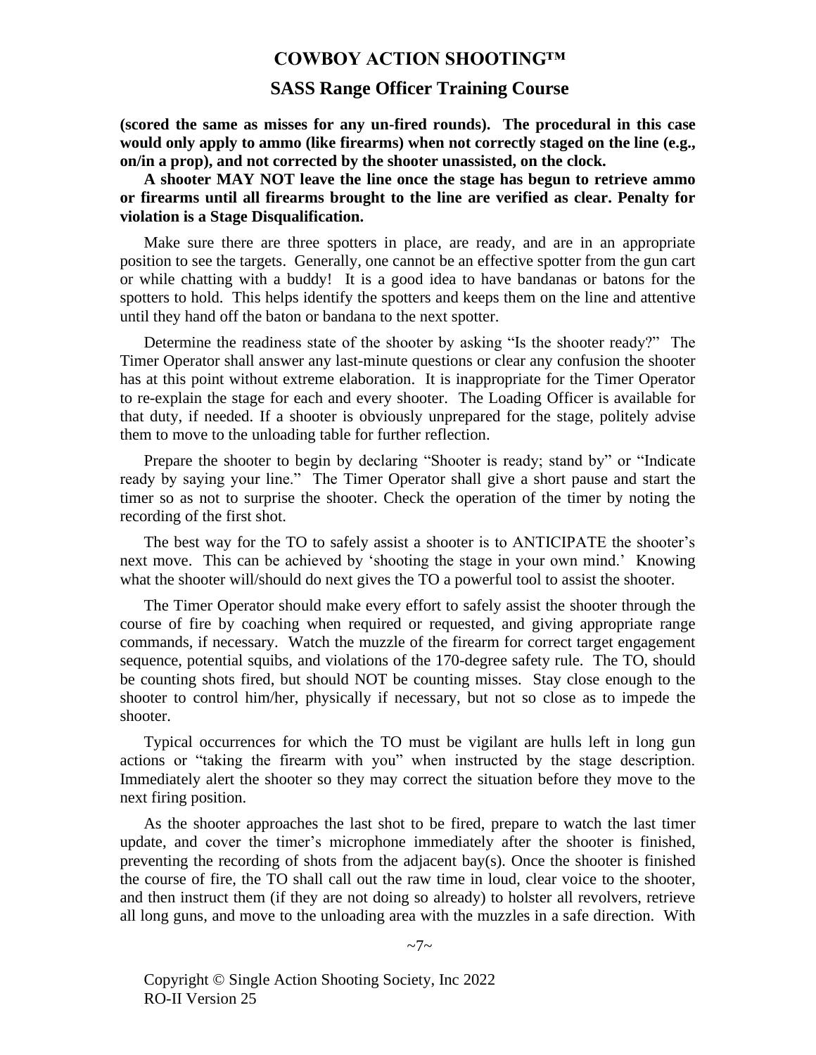**(scored the same as misses for any un-fired rounds). The procedural in this case would only apply to ammo (like firearms) when not correctly staged on the line (e.g., on/in a prop), and not corrected by the shooter unassisted, on the clock.**

**A shooter MAY NOT leave the line once the stage has begun to retrieve ammo or firearms until all firearms brought to the line are verified as clear. Penalty for violation is a Stage Disqualification.**

Make sure there are three spotters in place, are ready, and are in an appropriate position to see the targets. Generally, one cannot be an effective spotter from the gun cart or while chatting with a buddy! It is a good idea to have bandanas or batons for the spotters to hold. This helps identify the spotters and keeps them on the line and attentive until they hand off the baton or bandana to the next spotter.

Determine the readiness state of the shooter by asking "Is the shooter ready?" The Timer Operator shall answer any last-minute questions or clear any confusion the shooter has at this point without extreme elaboration. It is inappropriate for the Timer Operator to re-explain the stage for each and every shooter. The Loading Officer is available for that duty, if needed. If a shooter is obviously unprepared for the stage, politely advise them to move to the unloading table for further reflection.

Prepare the shooter to begin by declaring "Shooter is ready; stand by" or "Indicate ready by saying your line." The Timer Operator shall give a short pause and start the timer so as not to surprise the shooter. Check the operation of the timer by noting the recording of the first shot.

The best way for the TO to safely assist a shooter is to ANTICIPATE the shooter's next move. This can be achieved by 'shooting the stage in your own mind.' Knowing what the shooter will/should do next gives the TO a powerful tool to assist the shooter.

The Timer Operator should make every effort to safely assist the shooter through the course of fire by coaching when required or requested, and giving appropriate range commands, if necessary. Watch the muzzle of the firearm for correct target engagement sequence, potential squibs, and violations of the 170-degree safety rule. The TO, should be counting shots fired, but should NOT be counting misses. Stay close enough to the shooter to control him/her, physically if necessary, but not so close as to impede the shooter.

Typical occurrences for which the TO must be vigilant are hulls left in long gun actions or "taking the firearm with you" when instructed by the stage description. Immediately alert the shooter so they may correct the situation before they move to the next firing position.

As the shooter approaches the last shot to be fired, prepare to watch the last timer update, and cover the timer's microphone immediately after the shooter is finished, preventing the recording of shots from the adjacent bay(s). Once the shooter is finished the course of fire, the TO shall call out the raw time in loud, clear voice to the shooter, and then instruct them (if they are not doing so already) to holster all revolvers, retrieve all long guns, and move to the unloading area with the muzzles in a safe direction. With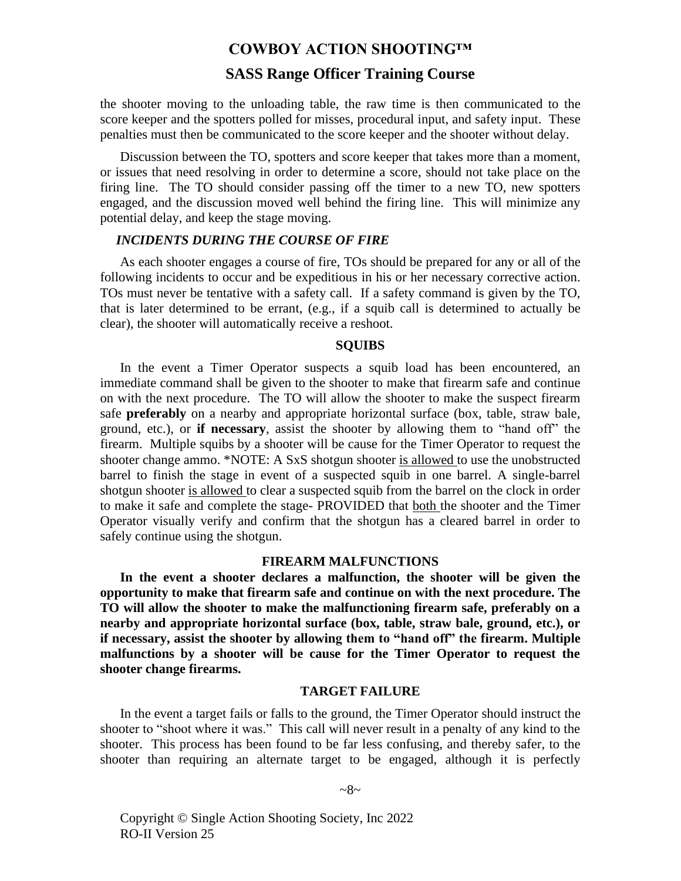the shooter moving to the unloading table, the raw time is then communicated to the score keeper and the spotters polled for misses, procedural input, and safety input. These penalties must then be communicated to the score keeper and the shooter without delay.

Discussion between the TO, spotters and score keeper that takes more than a moment, or issues that need resolving in order to determine a score, should not take place on the firing line. The TO should consider passing off the timer to a new TO, new spotters engaged, and the discussion moved well behind the firing line. This will minimize any potential delay, and keep the stage moving.

### *INCIDENTS DURING THE COURSE OF FIRE*

As each shooter engages a course of fire, TOs should be prepared for any or all of the following incidents to occur and be expeditious in his or her necessary corrective action. TOs must never be tentative with a safety call. If a safety command is given by the TO, that is later determined to be errant, (e.g., if a squib call is determined to actually be clear), the shooter will automatically receive a reshoot.

#### SQUIBS

In the event a Timer Operator suspects a squib load has been encountered, an immediate command shall be given to the shooter to make that firearm safe and continue on with the next procedure. The TO will allow the shooter to make the suspect firearm safe **preferably** on a nearby and appropriate horizontal surface (box, table, straw bale, ground, etc.), or **if necessary**, assist the shooter by allowing them to "hand off" the firearm. Multiple squibs by a shooter will be cause for the Timer Operator to request the shooter change ammo. *NOTE: A SxS shotgun shooter is allowed to use the unobstructed barrel to finish the stage in event of a suspected squib in one barrel. A single-barrel shotgun shooter is allowed to clear a suspected squib from the barrel on the clock in order to make it safe and complete the stage- PROVIDED that both the shooter and the Timer Operator visually verify and confirm that the shotgun has a cleared barrel in order to safely continue using the shotgun.

#### FIREARM MALFUNCTIONS

**In the event a shooter declares a malfunction, the shooter will be given the opportunity to make that firearm safe and continue on with the next procedure. The TO will allow the shooter to make the malfunctioning firearm safe, preferably on a nearby and appropriate horizontal surface (box, table, straw bale, ground, etc.), or if necessary, assist the shooter by allowing them to "hand off" the firearm. Multiple malfunctions by a shooter will be cause for the Timer Operator to request the shooter change firearms.**

#### TARGET FAILURE

In the event a target fails or falls to the ground, the Timer Operator should instruct the shooter to "shoot where it was." This call will never result in a penalty of any kind to the shooter. This process has been found to be far less confusing, and thereby safer, to the shooter than requiring an alternate target to be engaged, although it is perfectly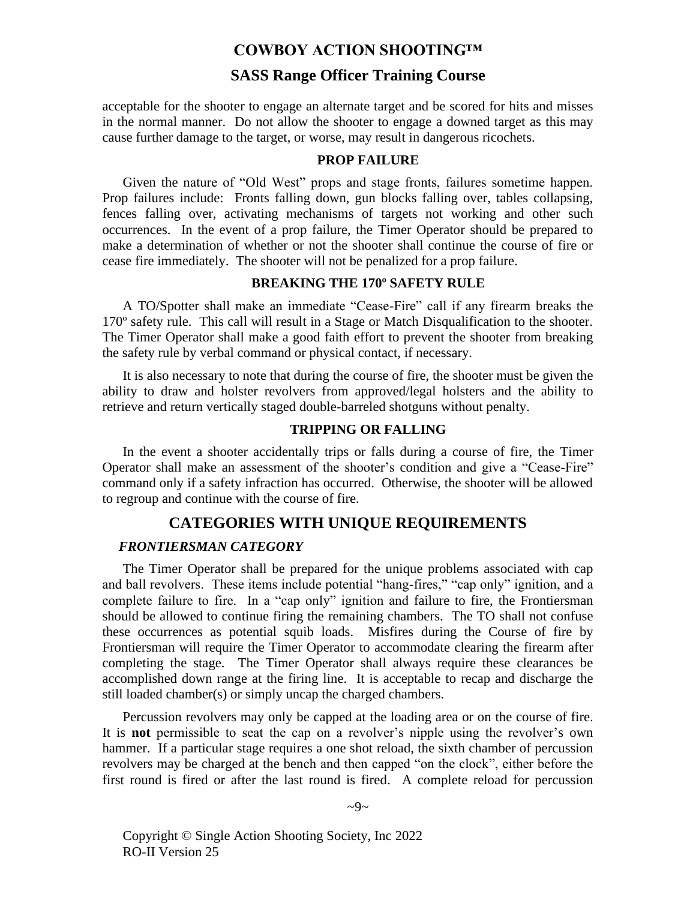acceptable for the shooter to engage an alternate target and be scored for hits and misses in the normal manner. Do not allow the shooter to engage a downed target as this may cause further damage to the target, or worse, may result in dangerous ricochets.

### PROP FAILURE

Given the nature of "Old West" props and stage fronts, failures sometime happen. Prop failures include: Fronts falling down, gun blocks falling over, tables collapsing, fences falling over, activating mechanisms of targets not working and other such occurrences. In the event of a prop failure, the Timer Operator should be prepared to make a determination of whether or not the shooter shall continue the course of fire or cease fire immediately. The shooter will not be penalized for a prop failure.

### BREAKING THE 170º SAFETY RULE

A TO/Spotter shall make an immediate "Cease-Fire" call if any firearm breaks the 170º safety rule. This call will result in a Stage or Match Disqualification to the shooter. The Timer Operator shall make a good faith effort to prevent the shooter from breaking the safety rule by verbal command or physical contact, if necessary.

It is also necessary to note that during the course of fire, the shooter must be given the ability to draw and holster revolvers from approved/legal holsters and the ability to retrieve and return vertically staged double-barreled shotguns without penalty.

### TRIPPING OR FALLING

In the event a shooter accidentally trips or falls during a course of fire, the Timer Operator shall make an assessment of the shooter's condition and give a "Cease-Fire" command only if a safety infraction has occurred. Otherwise, the shooter will be allowed to regroup and continue with the course of fire.

## CATEGORIES WITH UNIQUE REQUIREMENTS

### *FRONTIERSMAN CATEGORY*

The Timer Operator shall be prepared for the unique problems associated with cap and ball revolvers. These items include potential "hang-fires," "cap only" ignition, and a complete failure to fire. In a "cap only" ignition and failure to fire, the Frontiersman should be allowed to continue firing the remaining chambers. The TO shall not confuse these occurrences as potential squib loads. Misfires during the Course of fire by Frontiersman will require the Timer Operator to accommodate clearing the firearm after completing the stage. The Timer Operator shall always require these clearances be accomplished down range at the firing line. It is acceptable to recap and discharge the still loaded chamber(s) or simply uncap the charged chambers.

Percussion revolvers may only be capped at the loading area or on the course of fire. It is **not** permissible to seat the cap on a revolver's nipple using the revolver's own hammer. If a particular stage requires a one shot reload, the sixth chamber of percussion revolvers may be charged at the bench and then capped "on the clock", either before the first round is fired or after the last round is fired. A complete reload for percussion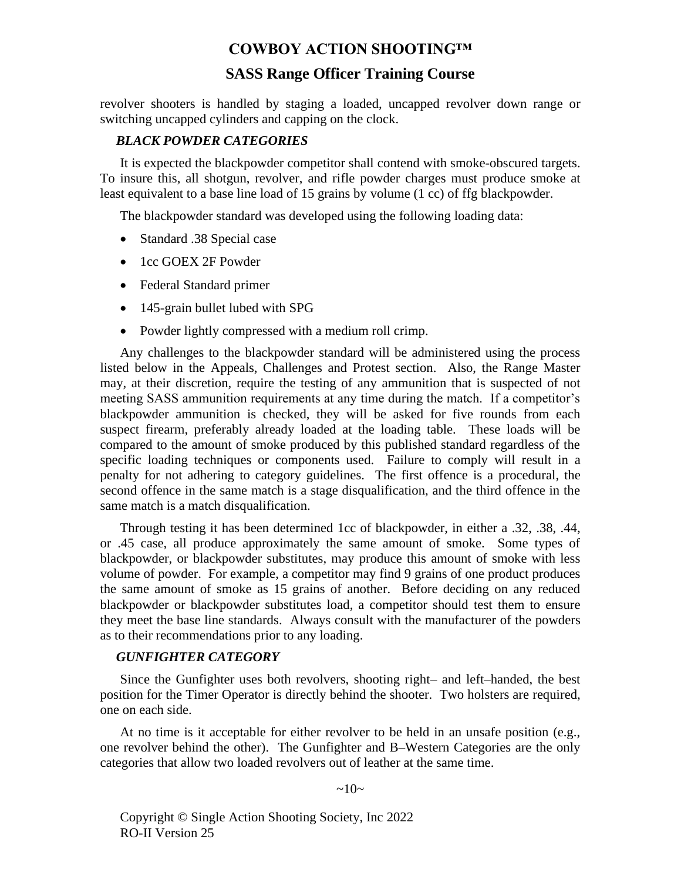revolver shooters is handled by staging a loaded, uncapped revolver down range or switching uncapped cylinders and capping on the clock.

### *BLACK POWDER CATEGORIES*

It is expected the blackpowder competitor shall contend with smoke-obscured targets. To insure this, all shotgun, revolver, and rifle powder charges must produce smoke at least equivalent to a base line load of 15 grains by volume (1 cc) of ffg blackpowder.

The blackpowder standard was developed using the following loading data:

- Standard .38 Special case
- 1cc GOEX 2F Powder
- Federal Standard primer
- 145-grain bullet lubed with SPG
- Powder lightly compressed with a medium roll crimp.

Any challenges to the blackpowder standard will be administered using the process listed below in the Appeals, Challenges and Protest section. Also, the Range Master may, at their discretion, require the testing of any ammunition that is suspected of not meeting SASS ammunition requirements at any time during the match. If a competitor's blackpowder ammunition is checked, they will be asked for five rounds from each suspect firearm, preferably already loaded at the loading table. These loads will be compared to the amount of smoke produced by this published standard regardless of the specific loading techniques or components used. Failure to comply will result in a penalty for not adhering to category guidelines. The first offence is a procedural, the second offence in the same match is a stage disqualification, and the third offence in the same match is a match disqualification.

Through testing it has been determined 1cc of blackpowder, in either a .32, .38, .44, or .45 case, all produce approximately the same amount of smoke. Some types of blackpowder, or blackpowder substitutes, may produce this amount of smoke with less volume of powder. For example, a competitor may find 9 grains of one product produces the same amount of smoke as 15 grains of another. Before deciding on any reduced blackpowder or blackpowder substitutes load, a competitor should test them to ensure they meet the base line standards. Always consult with the manufacturer of the powders as to their recommendations prior to any loading.

### *GUNFIGHTER CATEGORY*

Since the Gunfighter uses both revolvers, shooting right– and left–handed, the best position for the Timer Operator is directly behind the shooter. Two holsters are required, one on each side.

At no time is it acceptable for either revolver to be held in an unsafe position (e.g., one revolver behind the other). The Gunfighter and B–Western Categories are the only categories that allow two loaded revolvers out of leather at the same time.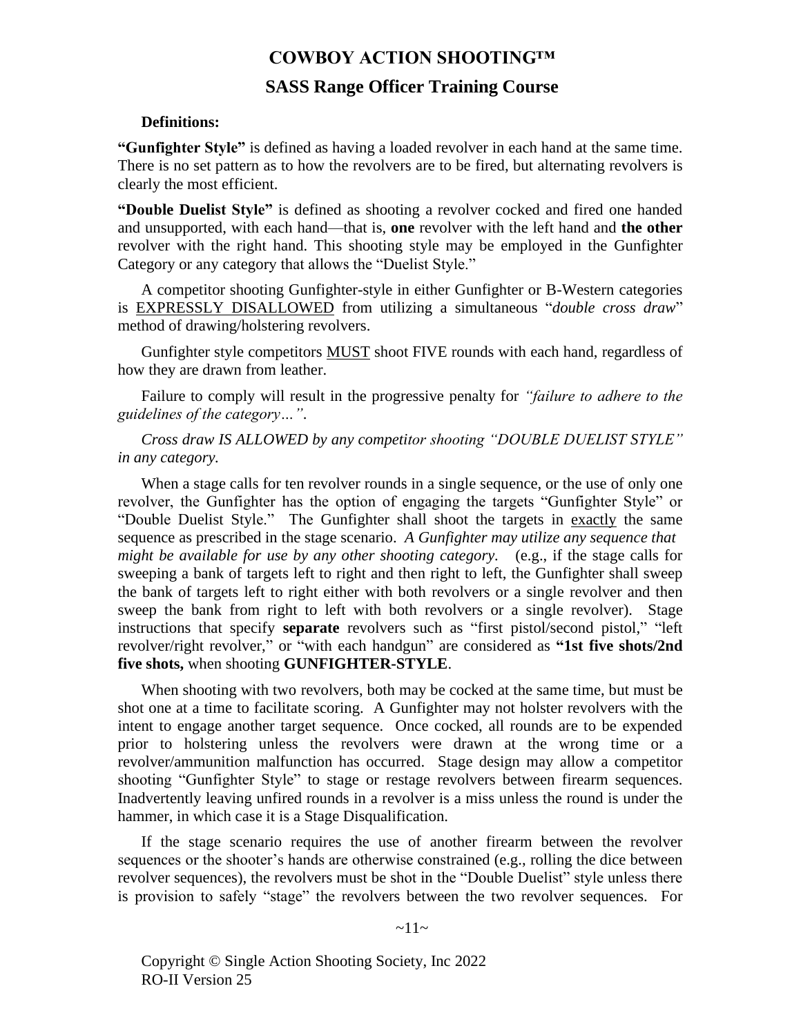# COWBOY ACTION SHOOTING™

## SASS Range Officer Training Course

**Definitions:**

**"Gunfighter Style"** is defined as having a loaded revolver in each hand at the same time. There is no set pattern as to how the revolvers are to be fired, but alternating revolvers is clearly the most efficient.

**"Double Duelist Style"** is defined as shooting a revolver cocked and fired one handed and unsupported, with each hand—that is, **one** revolver with the left hand and **the other** revolver with the right hand. This shooting style may be employed in the Gunfighter Category or any category that allows the "Duelist Style."

A competitor shooting Gunfighter-style in either Gunfighter or B-Western categories is <u>EXPRESSLY DISALLOWED</u> from utilizing a simultaneous "*double cross draw*" method of drawing/holstering revolvers.

Gunfighter style competitors <u>MUST</u> shoot FIVE rounds with each hand, regardless of how they are drawn from leather.

Failure to comply will result in the progressive penalty for *"failure to adhere to the guidelines of the category…"*.

*Cross draw IS ALLOWED by any competitor shooting "DOUBLE DUELIST STYLE" in any category.*

When a stage calls for ten revolver rounds in a single sequence, or the use of only one revolver, the Gunfighter has the option of engaging the targets "Gunfighter Style" or "Double Duelist Style." The Gunfighter shall shoot the targets in <u>exactly</u> the same sequence as prescribed in the stage scenario. *A Gunfighter may utilize any sequence that might be available for use by any other shooting category.* (e.g., if the stage calls for sweeping a bank of targets left to right and then right to left, the Gunfighter shall sweep the bank of targets left to right either with both revolvers or a single revolver and then sweep the bank from right to left with both revolvers or a single revolver). Stage instructions that specify **separate** revolvers such as "first pistol/second pistol," "left revolver/right revolver," or "with each handgun" are considered as **"1st five shots/2nd five shots,** when shooting **GUNFIGHTER-STYLE**.

When shooting with two revolvers, both may be cocked at the same time, but must be shot one at a time to facilitate scoring. A Gunfighter may not holster revolvers with the intent to engage another target sequence. Once cocked, all rounds are to be expended prior to holstering unless the revolvers were drawn at the wrong time or a revolver/ammunition malfunction has occurred. Stage design may allow a competitor shooting "Gunfighter Style" to stage or restage revolvers between firearm sequences. Inadvertently leaving unfired rounds in a revolver is a miss unless the round is under the hammer, in which case it is a Stage Disqualification.

If the stage scenario requires the use of another firearm between the revolver sequences or the shooter's hands are otherwise constrained (e.g., rolling the dice between revolver sequences), the revolvers must be shot in the "Double Duelist" style unless there is provision to safely "stage" the revolvers between the two revolver sequences. For

Copyright © Single Action Shooting Society, Inc 2022
RO-II Version 25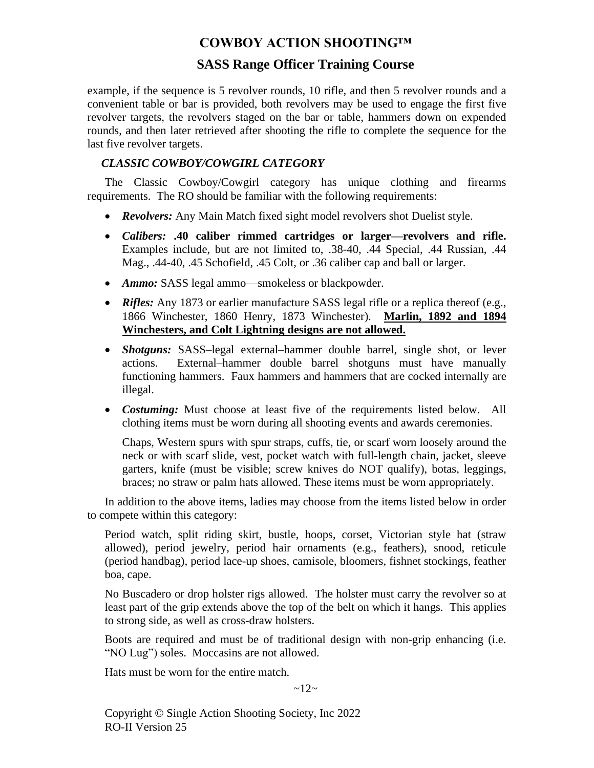example, if the sequence is 5 revolver rounds, 10 rifle, and then 5 revolver rounds and a convenient table or bar is provided, both revolvers may be used to engage the first five revolver targets, the revolvers staged on the bar or table, hammers down on expended rounds, and then later retrieved after shooting the rifle to complete the sequence for the last five revolver targets.

### *CLASSIC COWBOY/COWGIRL CATEGORY*

The Classic Cowboy/Cowgirl category has unique clothing and firearms requirements. The RO should be familiar with the following requirements:

- ***Revolvers:*** Any Main Match fixed sight model revolvers shot Duelist style.
- ***Calibers:*** **.40 caliber rimmed cartridges or larger—revolvers and rifle.** Examples include, but are not limited to, .38-40, .44 Special, .44 Russian, .44 Mag., .44-40, .45 Schofield, .45 Colt, or .36 caliber cap and ball or larger.
- ***Ammo:*** SASS legal ammo—smokeless or blackpowder.
- ***Rifles:*** Any 1873 or earlier manufacture SASS legal rifle or a replica thereof (e.g., 1866 Winchester, 1860 Henry, 1873 Winchester). **<u>Marlin, 1892 and 1894 Winchesters, and Colt Lightning designs are not allowed.</u>**
- ***Shotguns:*** SASS–legal external–hammer double barrel, single shot, or lever actions. External–hammer double barrel shotguns must have manually functioning hammers. Faux hammers and hammers that are cocked internally are illegal.
- ***Costuming:*** Must choose at least five of the requirements listed below. All clothing items must be worn during all shooting events and awards ceremonies.

  Chaps, Western spurs with spur straps, cuffs, tie, or scarf worn loosely around the neck or with scarf slide, vest, pocket watch with full-length chain, jacket, sleeve garters, knife (must be visible; screw knives do NOT qualify), botas, leggings, braces; no straw or palm hats allowed. These items must be worn appropriately.

In addition to the above items, ladies may choose from the items listed below in order to compete within this category:

Period watch, split riding skirt, bustle, hoops, corset, Victorian style hat (straw allowed), period jewelry, period hair ornaments (e.g., feathers), snood, reticule (period handbag), period lace-up shoes, camisole, bloomers, fishnet stockings, feather boa, cape.

No Buscadero or drop holster rigs allowed. The holster must carry the revolver so at least part of the grip extends above the top of the belt on which it hangs. This applies to strong side, as well as cross-draw holsters.

Boots are required and must be of traditional design with non-grip enhancing (i.e. "NO Lug") soles. Moccasins are not allowed.

Hats must be worn for the entire match.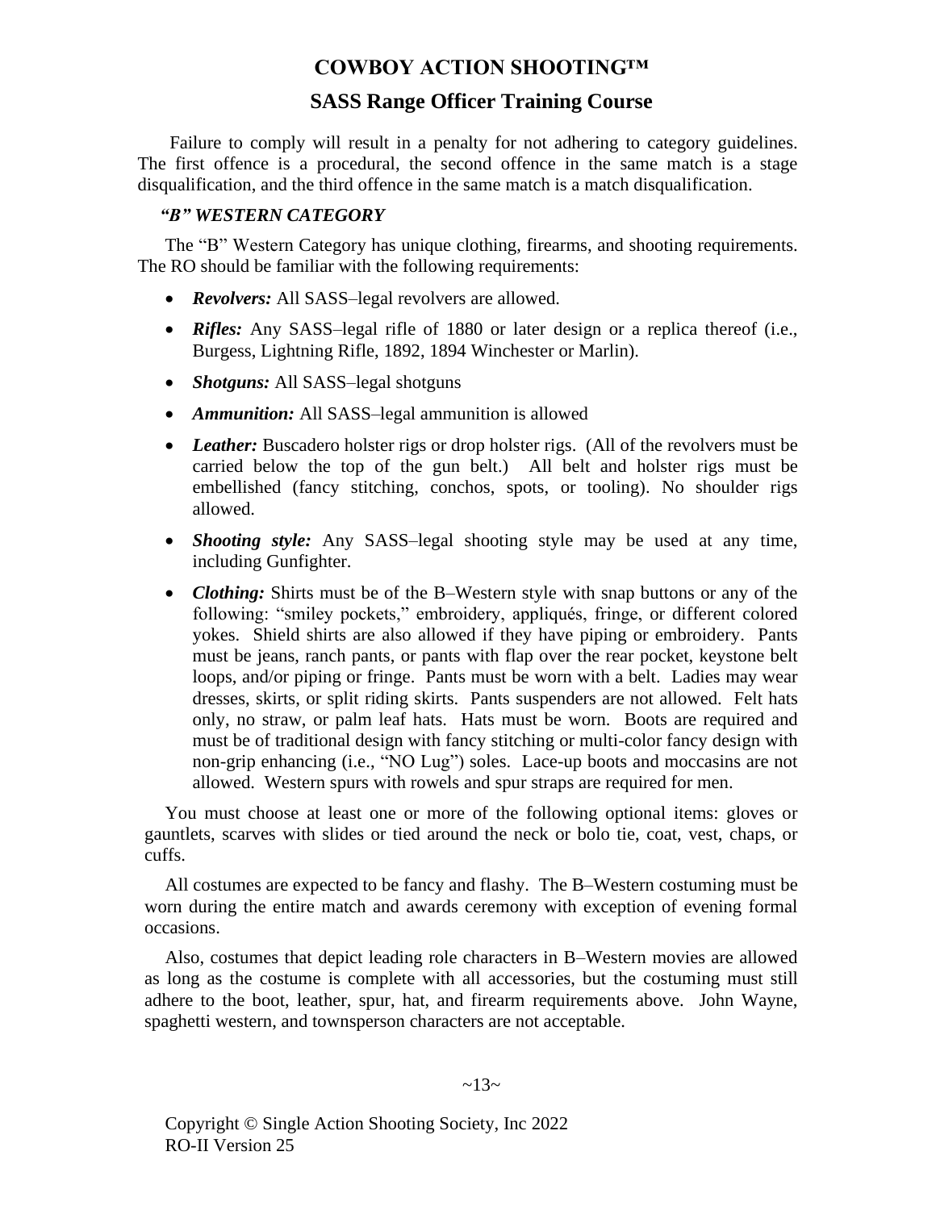Failure to comply will result in a penalty for not adhering to category guidelines. The first offence is a procedural, the second offence in the same match is a stage disqualification, and the third offence in the same match is a match disqualification.

### *"B" WESTERN CATEGORY*

The "B" Western Category has unique clothing, firearms, and shooting requirements. The RO should be familiar with the following requirements:

- ***Revolvers:*** All SASS–legal revolvers are allowed.
- ***Rifles:*** Any SASS–legal rifle of 1880 or later design or a replica thereof (i.e., Burgess, Lightning Rifle, 1892, 1894 Winchester or Marlin).
- ***Shotguns:*** All SASS–legal shotguns
- ***Ammunition:*** All SASS–legal ammunition is allowed
- ***Leather:*** Buscadero holster rigs or drop holster rigs. (All of the revolvers must be carried below the top of the gun belt.) All belt and holster rigs must be embellished (fancy stitching, conchos, spots, or tooling). No shoulder rigs allowed.
- ***Shooting style:*** Any SASS–legal shooting style may be used at any time, including Gunfighter.
- ***Clothing:*** Shirts must be of the B–Western style with snap buttons or any of the following: "smiley pockets," embroidery, appliqués, fringe, or different colored yokes. Shield shirts are also allowed if they have piping or embroidery. Pants must be jeans, ranch pants, or pants with flap over the rear pocket, keystone belt loops, and/or piping or fringe. Pants must be worn with a belt. Ladies may wear dresses, skirts, or split riding skirts. Pants suspenders are not allowed. Felt hats only, no straw, or palm leaf hats. Hats must be worn. Boots are required and must be of traditional design with fancy stitching or multi-color fancy design with non-grip enhancing (i.e., "NO Lug") soles. Lace-up boots and moccasins are not allowed. Western spurs with rowels and spur straps are required for men.

You must choose at least one or more of the following optional items: gloves or gauntlets, scarves with slides or tied around the neck or bolo tie, coat, vest, chaps, or cuffs.

All costumes are expected to be fancy and flashy. The B–Western costuming must be worn during the entire match and awards ceremony with exception of evening formal occasions.

Also, costumes that depict leading role characters in B–Western movies are allowed as long as the costume is complete with all accessories, but the costuming must still adhere to the boot, leather, spur, hat, and firearm requirements above. John Wayne, spaghetti western, and townsperson characters are not acceptable.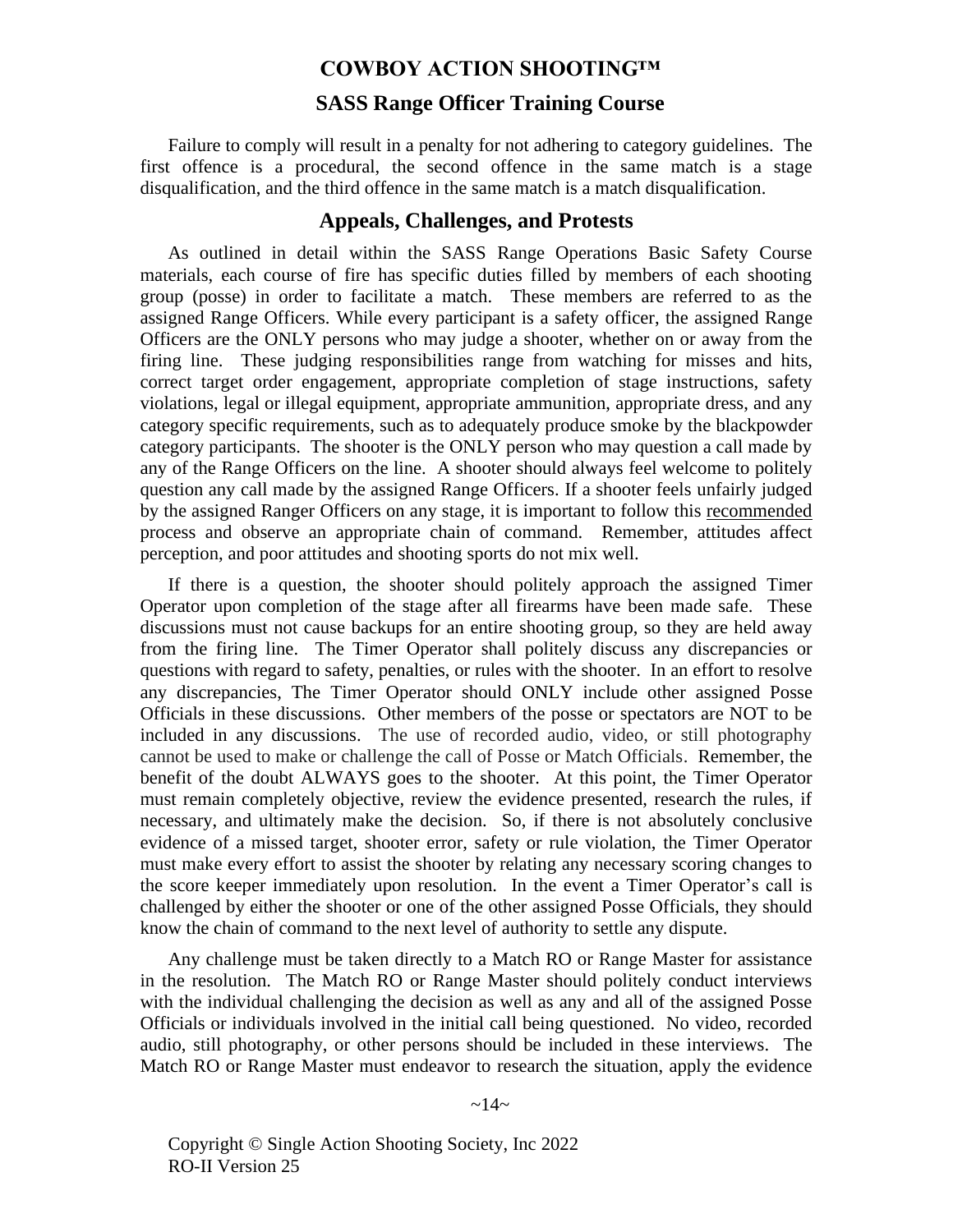Failure to comply will result in a penalty for not adhering to category guidelines. The first offence is a procedural, the second offence in the same match is a stage disqualification, and the third offence in the same match is a match disqualification.

## Appeals, Challenges, and Protests

As outlined in detail within the SASS Range Operations Basic Safety Course materials, each course of fire has specific duties filled by members of each shooting group (posse) in order to facilitate a match. These members are referred to as the assigned Range Officers. While every participant is a safety officer, the assigned Range Officers are the ONLY persons who may judge a shooter, whether on or away from the firing line. These judging responsibilities range from watching for misses and hits, correct target order engagement, appropriate completion of stage instructions, safety violations, legal or illegal equipment, appropriate ammunition, appropriate dress, and any category specific requirements, such as to adequately produce smoke by the blackpowder category participants. The shooter is the ONLY person who may question a call made by any of the Range Officers on the line. A shooter should always feel welcome to politely question any call made by the assigned Range Officers. If a shooter feels unfairly judged by the assigned Ranger Officers on any stage, it is important to follow this recommended process and observe an appropriate chain of command. Remember, attitudes affect perception, and poor attitudes and shooting sports do not mix well.

If there is a question, the shooter should politely approach the assigned Timer Operator upon completion of the stage after all firearms have been made safe. These discussions must not cause backups for an entire shooting group, so they are held away from the firing line. The Timer Operator shall politely discuss any discrepancies or questions with regard to safety, penalties, or rules with the shooter. In an effort to resolve any discrepancies, The Timer Operator should ONLY include other assigned Posse Officials in these discussions. Other members of the posse or spectators are NOT to be included in any discussions. The use of recorded audio, video, or still photography cannot be used to make or challenge the call of Posse or Match Officials. Remember, the benefit of the doubt ALWAYS goes to the shooter. At this point, the Timer Operator must remain completely objective, review the evidence presented, research the rules, if necessary, and ultimately make the decision. So, if there is not absolutely conclusive evidence of a missed target, shooter error, safety or rule violation, the Timer Operator must make every effort to assist the shooter by relating any necessary scoring changes to the score keeper immediately upon resolution. In the event a Timer Operator's call is challenged by either the shooter or one of the other assigned Posse Officials, they should know the chain of command to the next level of authority to settle any dispute.

Any challenge must be taken directly to a Match RO or Range Master for assistance in the resolution. The Match RO or Range Master should politely conduct interviews with the individual challenging the decision as well as any and all of the assigned Posse Officials or individuals involved in the initial call being questioned. No video, recorded audio, still photography, or other persons should be included in these interviews. The Match RO or Range Master must endeavor to research the situation, apply the evidence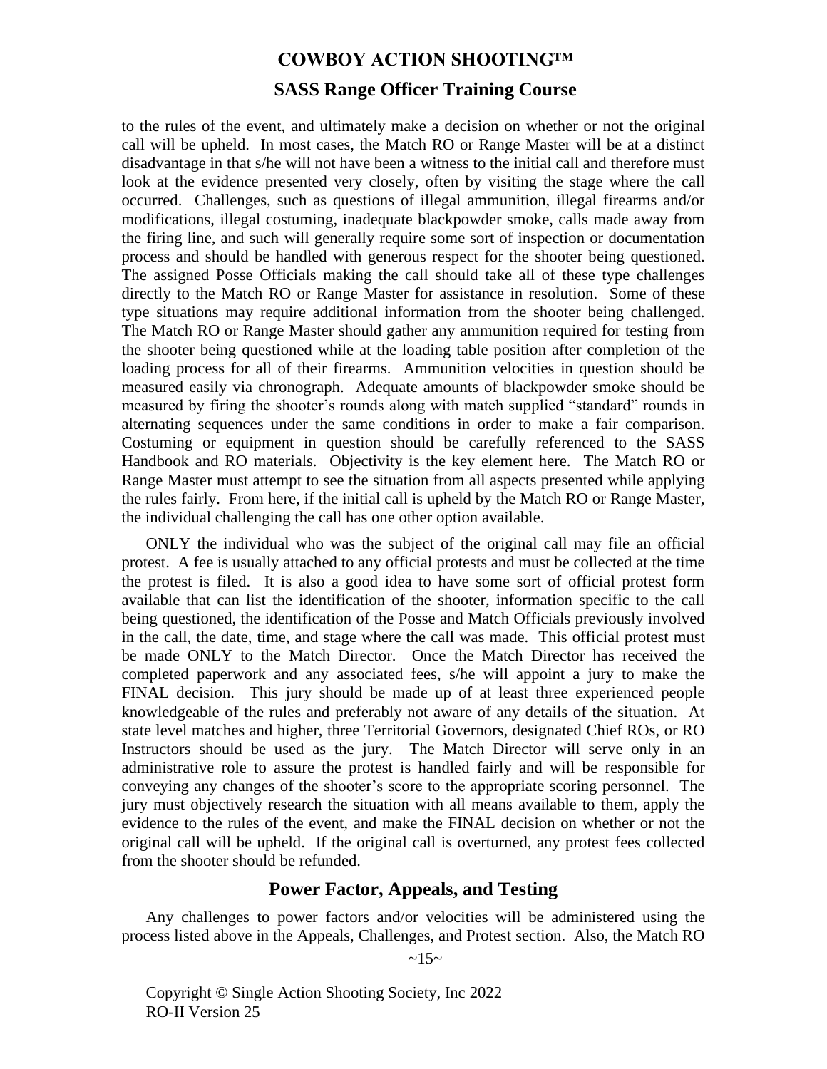to the rules of the event, and ultimately make a decision on whether or not the original call will be upheld. In most cases, the Match RO or Range Master will be at a distinct disadvantage in that s/he will not have been a witness to the initial call and therefore must look at the evidence presented very closely, often by visiting the stage where the call occurred. Challenges, such as questions of illegal ammunition, illegal firearms and/or modifications, illegal costuming, inadequate blackpowder smoke, calls made away from the firing line, and such will generally require some sort of inspection or documentation process and should be handled with generous respect for the shooter being questioned. The assigned Posse Officials making the call should take all of these type challenges directly to the Match RO or Range Master for assistance in resolution. Some of these type situations may require additional information from the shooter being challenged. The Match RO or Range Master should gather any ammunition required for testing from the shooter being questioned while at the loading table position after completion of the loading process for all of their firearms. Ammunition velocities in question should be measured easily via chronograph. Adequate amounts of blackpowder smoke should be measured by firing the shooter's rounds along with match supplied "standard" rounds in alternating sequences under the same conditions in order to make a fair comparison. Costuming or equipment in question should be carefully referenced to the SASS Handbook and RO materials. Objectivity is the key element here. The Match RO or Range Master must attempt to see the situation from all aspects presented while applying the rules fairly. From here, if the initial call is upheld by the Match RO or Range Master, the individual challenging the call has one other option available.

ONLY the individual who was the subject of the original call may file an official protest. A fee is usually attached to any official protests and must be collected at the time the protest is filed. It is also a good idea to have some sort of official protest form available that can list the identification of the shooter, information specific to the call being questioned, the identification of the Posse and Match Officials previously involved in the call, the date, time, and stage where the call was made. This official protest must be made ONLY to the Match Director. Once the Match Director has received the completed paperwork and any associated fees, s/he will appoint a jury to make the FINAL decision. This jury should be made up of at least three experienced people knowledgeable of the rules and preferably not aware of any details of the situation. At state level matches and higher, three Territorial Governors, designated Chief ROs, or RO Instructors should be used as the jury. The Match Director will serve only in an administrative role to assure the protest is handled fairly and will be responsible for conveying any changes of the shooter's score to the appropriate scoring personnel. The jury must objectively research the situation with all means available to them, apply the evidence to the rules of the event, and make the FINAL decision on whether or not the original call will be upheld. If the original call is overturned, any protest fees collected from the shooter should be refunded.

## Power Factor, Appeals, and Testing

Any challenges to power factors and/or velocities will be administered using the process listed above in the Appeals, Challenges, and Protest section. Also, the Match RO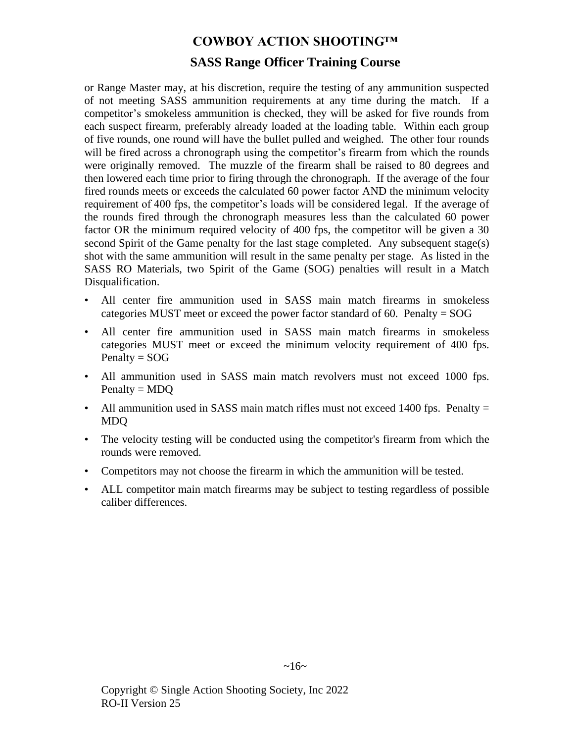or Range Master may, at his discretion, require the testing of any ammunition suspected of not meeting SASS ammunition requirements at any time during the match. If a competitor's smokeless ammunition is checked, they will be asked for five rounds from each suspect firearm, preferably already loaded at the loading table. Within each group of five rounds, one round will have the bullet pulled and weighed. The other four rounds will be fired across a chronograph using the competitor's firearm from which the rounds were originally removed. The muzzle of the firearm shall be raised to 80 degrees and then lowered each time prior to firing through the chronograph. If the average of the four fired rounds meets or exceeds the calculated 60 power factor AND the minimum velocity requirement of 400 fps, the competitor's loads will be considered legal. If the average of the rounds fired through the chronograph measures less than the calculated 60 power factor OR the minimum required velocity of 400 fps, the competitor will be given a 30 second Spirit of the Game penalty for the last stage completed. Any subsequent stage(s) shot with the same ammunition will result in the same penalty per stage. As listed in the SASS RO Materials, two Spirit of the Game (SOG) penalties will result in a Match Disqualification.

- All center fire ammunition used in SASS main match firearms in smokeless categories MUST meet or exceed the power factor standard of 60. Penalty = SOG
- All center fire ammunition used in SASS main match firearms in smokeless categories MUST meet or exceed the minimum velocity requirement of 400 fps. Penalty = SOG
- All ammunition used in SASS main match revolvers must not exceed 1000 fps. Penalty = MDQ
- All ammunition used in SASS main match rifles must not exceed 1400 fps. Penalty = MDQ
- The velocity testing will be conducted using the competitor's firearm from which the rounds were removed.
- Competitors may not choose the firearm in which the ammunition will be tested.
- ALL competitor main match firearms may be subject to testing regardless of possible caliber differences.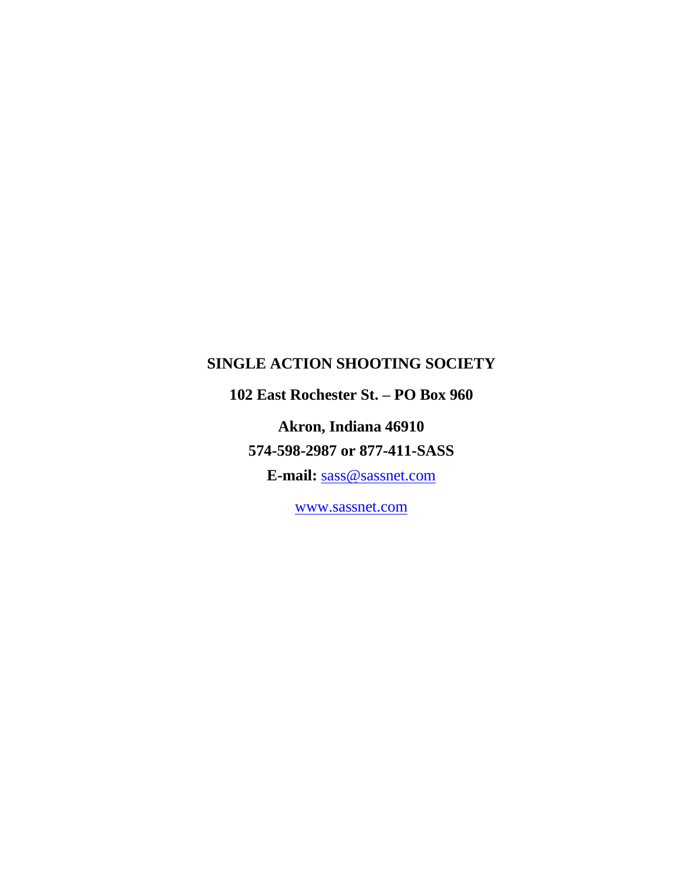**SINGLE ACTION SHOOTING SOCIETY**

**102 East Rochester St. – PO Box 960**

**Akron, Indiana 46910**

**574-598-2987 or 877-411-SASS**

**E-mail:** sass@sassnet.com

www.sassnet.com